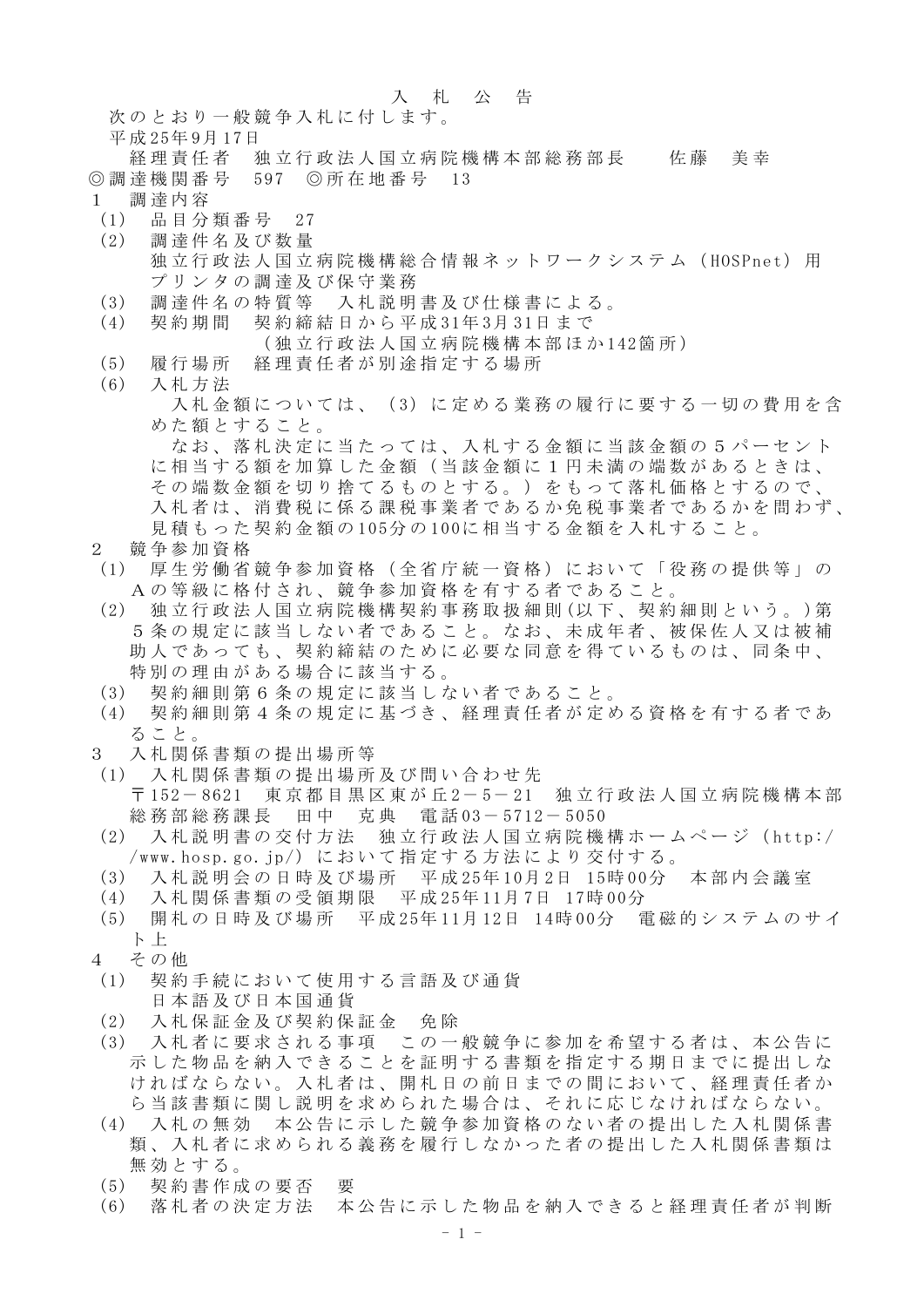# 入札公告

次のとおり一般競争入札に付します。

平成25年9月17日

経理責任者　独立行政法人国立病院機構本部総務部長　　佐藤　美幸

◎調達機関番号　597　◎所在地番号　13

1　調達内容

(1)　品目分類番号　27

(2)　調達件名及び数量
　　独立行政法人国立病院機構総合情報ネットワークシステム（HOSPnet）用プリンタの調達及び保守業務

(3)　調達件名の特質等　入札説明書及び仕様書による。

(4)　契約期間　契約締結日から平成31年3月31日まで
　　（独立行政法人国立病院機構本部ほか142箇所）

(5)　履行場所　経理責任者が別途指定する場所

(6)　入札方法
　　入札金額については、（3）に定める業務の履行に要する一切の費用を含めた額とすること。
　　なお、落札決定に当たっては、入札する金額に当該金額の５パーセントに相当する額を加算した金額（当該金額に１円未満の端数があるときは、その端数金額を切り捨てるものとする。）をもって落札価格とするので、入札者は、消費税に係る課税事業者であるか免税事業者であるかを問わず、見積もった契約金額の105分の100に相当する金額を入札すること。

2　競争参加資格

(1)　厚生労働省競争参加資格（全省庁統一資格）において「役務の提供等」のＡの等級に格付され、競争参加資格を有する者であること。

(2)　独立行政法人国立病院機構契約事務取扱細則(以下、契約細則という。)第５条の規定に該当しない者であること。なお、未成年者、被保佐人又は被補助人であっても、契約締結のために必要な同意を得ているものは、同条中、特別の理由がある場合に該当する。

(3)　契約細則第６条の規定に該当しない者であること。

(4)　契約細則第４条の規定に基づき、経理責任者が定める資格を有する者であること。

3　入札関係書類の提出場所等

(1)　入札関係書類の提出場所及び問い合わせ先
　　〒152－8621　東京都目黒区東が丘2－5－21　独立行政法人国立病院機構本部総務部総務課長　田中　克典　電話03－5712－5050

(2)　入札説明書の交付方法　独立行政法人国立病院機構ホームページ（http://www.hosp.go.jp/）において指定する方法により交付する。

(3)　入札説明会の日時及び場所　平成25年10月2日　15時00分　本部内会議室

(4)　入札関係書類の受領期限　平成25年11月7日　17時00分

(5)　開札の日時及び場所　平成25年11月12日　14時00分　電磁的システムのサイト上

4　その他

(1)　契約手続において使用する言語及び通貨
　　日本語及び日本国通貨

(2)　入札保証金及び契約保証金　免除

(3)　入札者に要求される事項　この一般競争に参加を希望する者は、本公告に示した物品を納入できることを証明する書類を指定する期日までに提出しなければならない。入札者は、開札日の前日までの間において、経理責任者から当該書類に関し説明を求められた場合は、それに応じなければならない。

(4)　入札の無効　本公告に示した競争参加資格のない者の提出した入札関係書類、入札者に求められる義務を履行しなかった者の提出した入札関係書類は無効とする。

(5)　契約書作成の要否　要

(6)　落札者の決定方法　本公告に示した物品を納入できると経理責任者が判断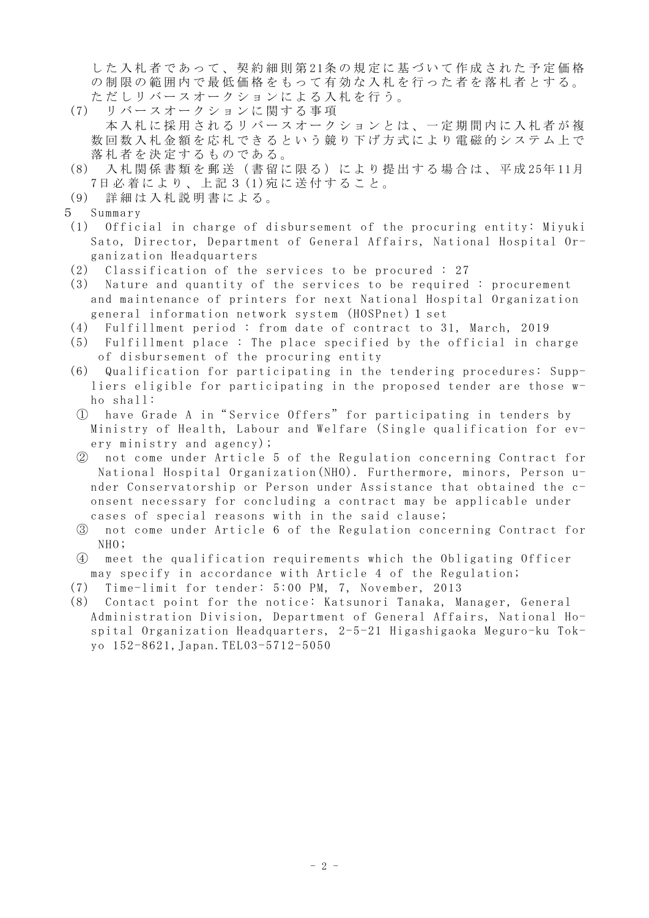した入札者であって、契約細則第21条の規定に基づいて作成された予定価格の制限の範囲内で最低価格をもって有効な入札を行った者を落札者とする。ただしリバースオークションによる入札を行う。

(7) リバースオークションに関する事項

本入札に採用されるリバースオークションとは、一定期間内に入札者が複数回数入札金額を応札できるという競り下げ方式により電磁的システム上で落札者を決定するものである。

(8) 入札関係書類を郵送（書留に限る）により提出する場合は、平成25年11月7日必着により、上記３(1)宛に送付すること。

(9) 詳細は入札説明書による。

5 Summary

(1) Official in charge of disbursement of the procuring entity: Miyuki Sato, Director, Department of General Affairs, National Hospital Organization Headquarters

(2) Classification of the services to be procured : 27

(3) Nature and quantity of the services to be required : procurement and maintenance of printers for next National Hospital Organization general information network system (HOSPnet) 1 set

(4) Fulfillment period : from date of contract to 31, March, 2019

(5) Fulfillment place : The place specified by the official in charge of disbursement of the procuring entity

(6) Qualification for participating in the tendering procedures: Suppliers eligible for participating in the proposed tender are those who shall:

① have Grade A in "Service Offers" for participating in tenders by Ministry of Health, Labour and Welfare (Single qualification for every ministry and agency);

② not come under Article 5 of the Regulation concerning Contract for National Hospital Organization(NHO). Furthermore, minors, Person under Conservatorship or Person under Assistance that obtained the consent necessary for concluding a contract may be applicable under cases of special reasons with in the said clause;

③ not come under Article 6 of the Regulation concerning Contract for NHO;

④ meet the qualification requirements which the Obligating Officer may specify in accordance with Article 4 of the Regulation;

(7) Time-limit for tender: 5:00 PM, 7, November, 2013

(8) Contact point for the notice: Katsunori Tanaka, Manager, General Administration Division, Department of General Affairs, National Hospital Organization Headquarters, 2-5-21 Higashigaoka Meguro-ku Tokyo 152-8621, Japan. TEL03-5712-5050